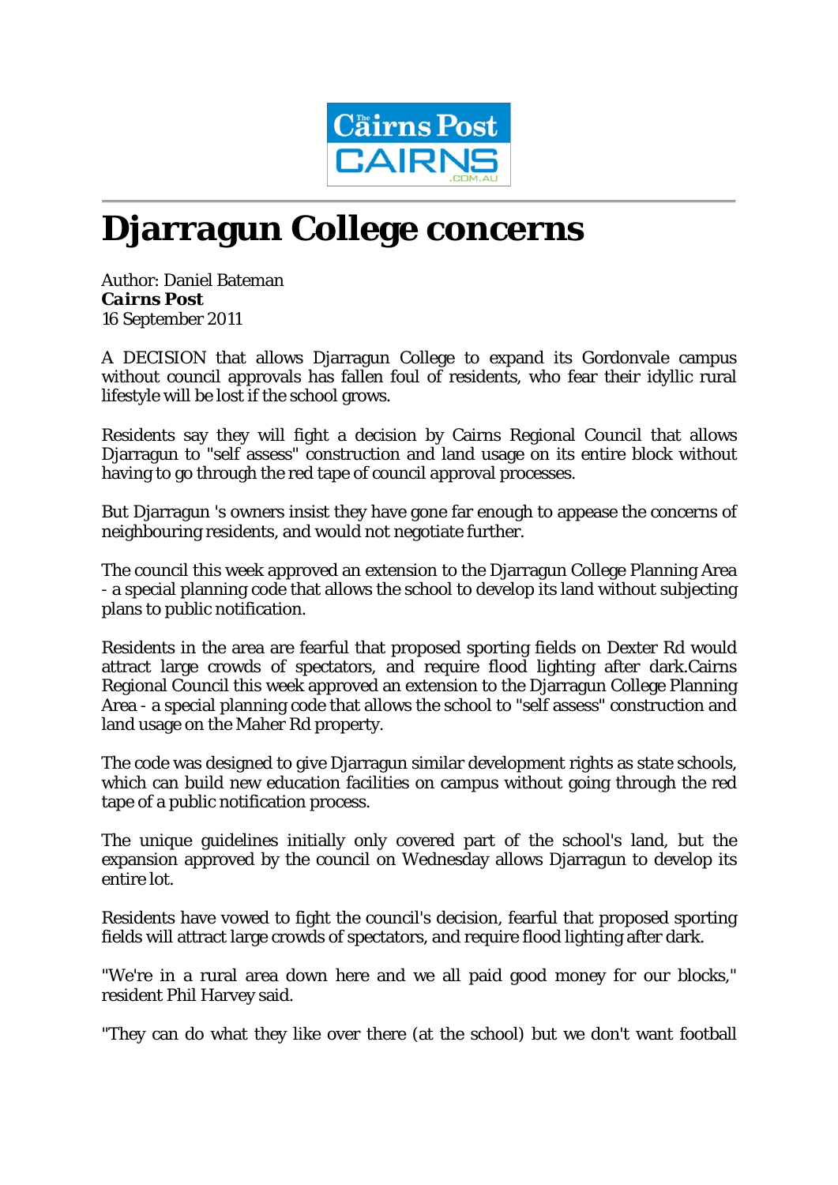# Djarragun College concerns

Author: Daniel Bateman
***Cairns Post***
16 September 2011

A DECISION that allows Djarragun College to expand its Gordonvale campus without council approvals has fallen foul of residents, who fear their idyllic rural lifestyle will be lost if the school grows.

Residents say they will fight a decision by Cairns Regional Council that allows Djarragun to "self assess" construction and land usage on its entire block without having to go through the red tape of council approval processes.

But Djarragun 's owners insist they have gone far enough to appease the concerns of neighbouring residents, and would not negotiate further.

The council this week approved an extension to the Djarragun College Planning Area - a special planning code that allows the school to develop its land without subjecting plans to public notification.

Residents in the area are fearful that proposed sporting fields on Dexter Rd would attract large crowds of spectators, and require flood lighting after dark.Cairns Regional Council this week approved an extension to the Djarragun College Planning Area - a special planning code that allows the school to "self assess" construction and land usage on the Maher Rd property.

The code was designed to give Djarragun similar development rights as state schools, which can build new education facilities on campus without going through the red tape of a public notification process.

The unique guidelines initially only covered part of the school's land, but the expansion approved by the council on Wednesday allows Djarragun to develop its entire lot.

Residents have vowed to fight the council's decision, fearful that proposed sporting fields will attract large crowds of spectators, and require flood lighting after dark.

"We're in a rural area down here and we all paid good money for our blocks," resident Phil Harvey said.

"They can do what they like over there (at the school) but we don't want football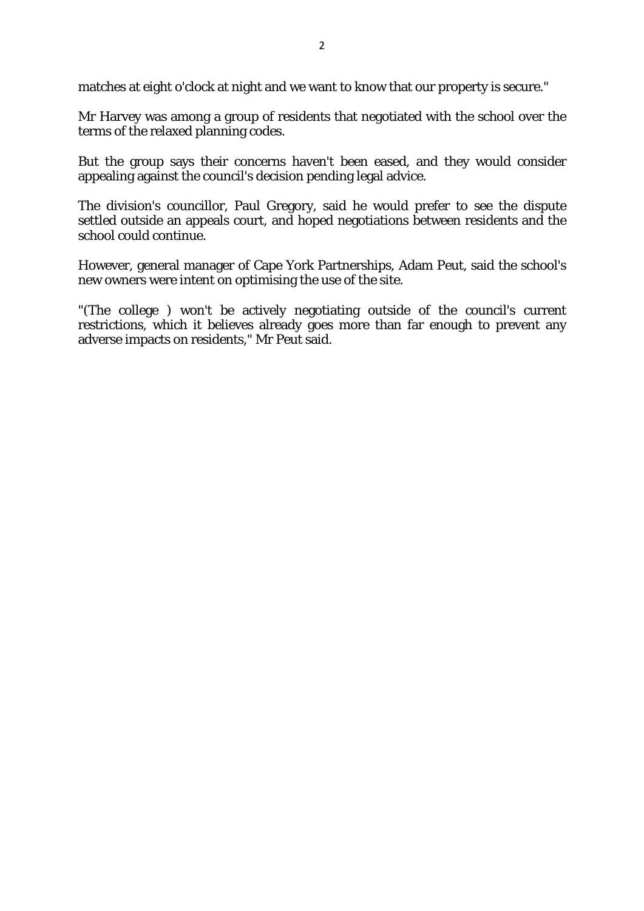matches at eight o'clock at night and we want to know that our property is secure."

Mr Harvey was among a group of residents that negotiated with the school over the terms of the relaxed planning codes.

But the group says their concerns haven't been eased, and they would consider appealing against the council's decision pending legal advice.

The division's councillor, Paul Gregory, said he would prefer to see the dispute settled outside an appeals court, and hoped negotiations between residents and the school could continue.

However, general manager of Cape York Partnerships, Adam Peut, said the school's new owners were intent on optimising the use of the site.

"(The college ) won't be actively negotiating outside of the council's current restrictions, which it believes already goes more than far enough to prevent any adverse impacts on residents," Mr Peut said.